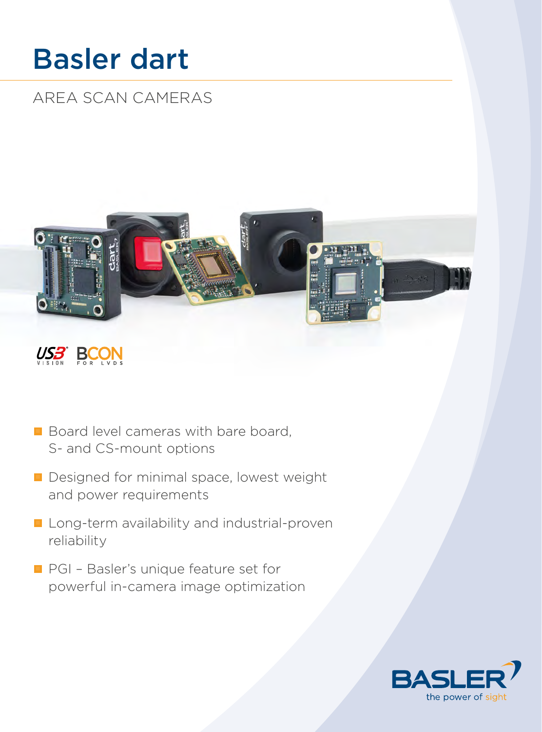# Basler dart

## AREA SCAN CAMERAS

- Board level cameras with bare board, S- and CS-mount options
- Designed for minimal space, lowest weight and power requirements
- Long-term availability and industrial-proven reliability
- PGI – Basler's unique feature set for powerful in-camera image optimization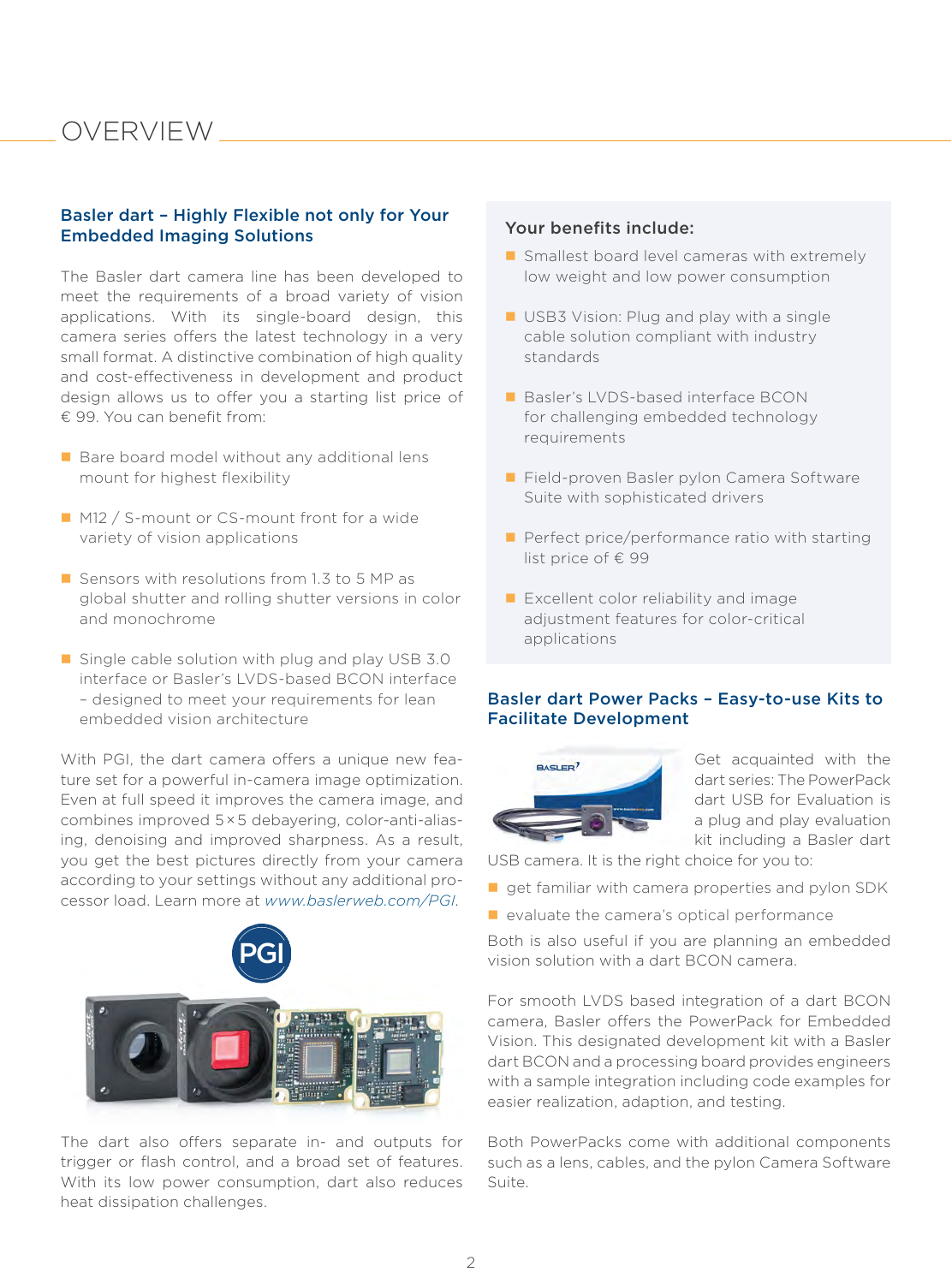# OVERVIEW

## Basler dart – Highly Flexible not only for Your Embedded Imaging Solutions

The Basler dart camera line has been developed to meet the requirements of a broad variety of vision applications. With its single-board design, this camera series offers the latest technology in a very small format. A distinctive combination of high quality and cost-effectiveness in development and product design allows us to offer you a starting list price of € 99. You can benefit from:

- Bare board model without any additional lens mount for highest flexibility
- M12 / S-mount or CS-mount front for a wide variety of vision applications
- Sensors with resolutions from 1.3 to 5 MP as global shutter and rolling shutter versions in color and monochrome
- Single cable solution with plug and play USB 3.0 interface or Basler's LVDS-based BCON interface – designed to meet your requirements for lean embedded vision architecture

With PGI, the dart camera offers a unique new feature set for a powerful in-camera image optimization. Even at full speed it improves the camera image, and combines improved 5×5 debayering, color-anti-aliasing, denoising and improved sharpness. As a result, you get the best pictures directly from your camera according to your settings without any additional processor load. Learn more at *www.baslerweb.com/PGI*.

The dart also offers separate in- and outputs for trigger or flash control, and a broad set of features. With its low power consumption, dart also reduces heat dissipation challenges.

### Your benefits include:

- Smallest board level cameras with extremely low weight and low power consumption
- USB3 Vision: Plug and play with a single cable solution compliant with industry standards
- Basler's LVDS-based interface BCON for challenging embedded technology requirements
- Field-proven Basler pylon Camera Software Suite with sophisticated drivers
- Perfect price/performance ratio with starting list price of € 99
- Excellent color reliability and image adjustment features for color-critical applications

## Basler dart Power Packs – Easy-to-use Kits to Facilitate Development

Get acquainted with the dart series: The PowerPack dart USB for Evaluation is a plug and play evaluation kit including a Basler dart USB camera. It is the right choice for you to:

- get familiar with camera properties and pylon SDK
- evaluate the camera's optical performance

Both is also useful if you are planning an embedded vision solution with a dart BCON camera.

For smooth LVDS based integration of a dart BCON camera, Basler offers the PowerPack for Embedded Vision. This designated development kit with a Basler dart BCON and a processing board provides engineers with a sample integration including code examples for easier realization, adaption, and testing.

Both PowerPacks come with additional components such as a lens, cables, and the pylon Camera Software Suite.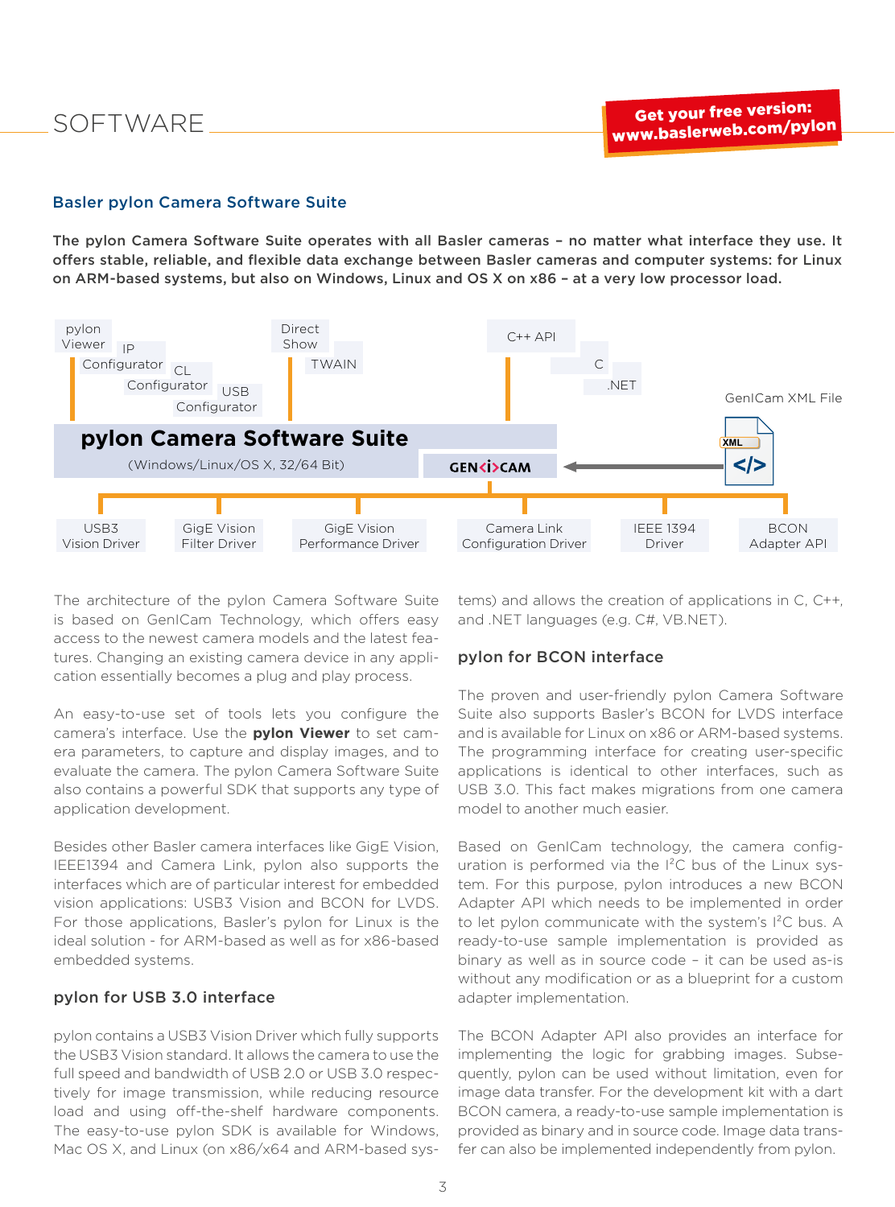# SOFTWARE

**Get your free version: www.baslerweb.com/pylon**

## Basler pylon Camera Software Suite

**The pylon Camera Software Suite operates with all Basler cameras – no matter what interface they use. It offers stable, reliable, and flexible data exchange between Basler cameras and computer systems: for Linux on ARM-based systems, but also on Windows, Linux and OS X on x86 – at a very low processor load.**

pylon Viewer | IP Configurator | CL Configurator | USB Configurator | Direct Show | TWAIN | C++ API | C | .NET

GenICam XML File

**pylon Camera Software Suite**
(Windows/Linux/OS X, 32/64 Bit)

GEN<i>CAM

USB3 Vision Driver | GigE Vision Filter Driver | GigE Vision Performance Driver | Camera Link Configuration Driver | IEEE 1394 Driver | BCON Adapter API

The architecture of the pylon Camera Software Suite is based on GenICam Technology, which offers easy access to the newest camera models and the latest features. Changing an existing camera device in any application essentially becomes a plug and play process.

An easy-to-use set of tools lets you configure the camera's interface. Use the **pylon Viewer** to set camera parameters, to capture and display images, and to evaluate the camera. The pylon Camera Software Suite also contains a powerful SDK that supports any type of application development.

Besides other Basler camera interfaces like GigE Vision, IEEE1394 and Camera Link, pylon also supports the interfaces which are of particular interest for embedded vision applications: USB3 Vision and BCON for LVDS. For those applications, Basler's pylon for Linux is the ideal solution - for ARM-based as well as for x86-based embedded systems.

### pylon for USB 3.0 interface

pylon contains a USB3 Vision Driver which fully supports the USB3 Vision standard. It allows the camera to use the full speed and bandwidth of USB 2.0 or USB 3.0 respectively for image transmission, while reducing resource load and using off-the-shelf hardware components. The easy-to-use pylon SDK is available for Windows, Mac OS X, and Linux (on x86/x64 and ARM-based systems) and allows the creation of applications in C, C++, and .NET languages (e.g. C#, VB.NET).

### pylon for BCON interface

The proven and user-friendly pylon Camera Software Suite also supports Basler's BCON for LVDS interface and is available for Linux on x86 or ARM-based systems. The programming interface for creating user-specific applications is identical to other interfaces, such as USB 3.0. This fact makes migrations from one camera model to another much easier.

Based on GenICam technology, the camera configuration is performed via the $I^2C$ bus of the Linux system. For this purpose, pylon introduces a new BCON Adapter API which needs to be implemented in order to let pylon communicate with the system's $I^2C$ bus. A ready-to-use sample implementation is provided as binary as well as in source code – it can be used as-is without any modification or as a blueprint for a custom adapter implementation.

The BCON Adapter API also provides an interface for implementing the logic for grabbing images. Subsequently, pylon can be used without limitation, even for image data transfer. For the development kit with a dart BCON camera, a ready-to-use sample implementation is provided as binary and in source code. Image data transfer can also be implemented independently from pylon.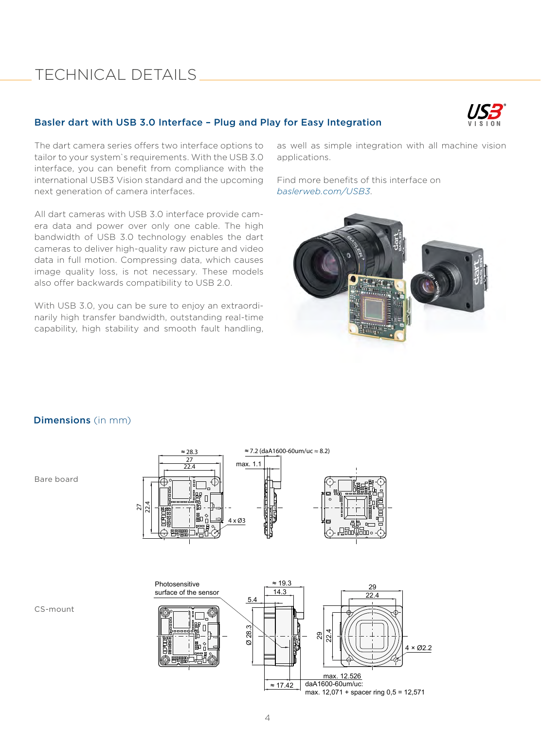# TECHNICAL DETAILS

## Basler dart with USB 3.0 Interface – Plug and Play for Easy Integration

The dart camera series offers two interface options to tailor to your system`s requirements. With the USB 3.0 interface, you can benefit from compliance with the international USB3 Vision standard and the upcoming next generation of camera interfaces.

All dart cameras with USB 3.0 interface provide camera data and power over only one cable. The high bandwidth of USB 3.0 technology enables the dart cameras to deliver high-quality raw picture and video data in full motion. Compressing data, which causes image quality loss, is not necessary. These models also offer backwards compatibility to USB 2.0.

With USB 3.0, you can be sure to enjoy an extraordinarily high transfer bandwidth, outstanding real-time capability, high stability and smooth fault handling, as well as simple integration with all machine vision applications.

Find more benefits of this interface on *baslerweb.com/USB3*.

## Dimensions (in mm)

Bare board

≈ 28.3, 27, 22.4, 27, 22.4, 4 x Ø3, ≈ 7.2 (daA1600-60um/uc ≈ 8.2), max. 1.1

CS-mount

Photosensitive surface of the sensor, ≈ 19.3, 14.3, 5.4, Ø 28.3, ≈ 17.42, 29, 22.4, 29, 22.4, 4 × Ø2.2, max. 12.526, daA1600-60um/uc: max. 12,071 + spacer ring 0,5 = 12,571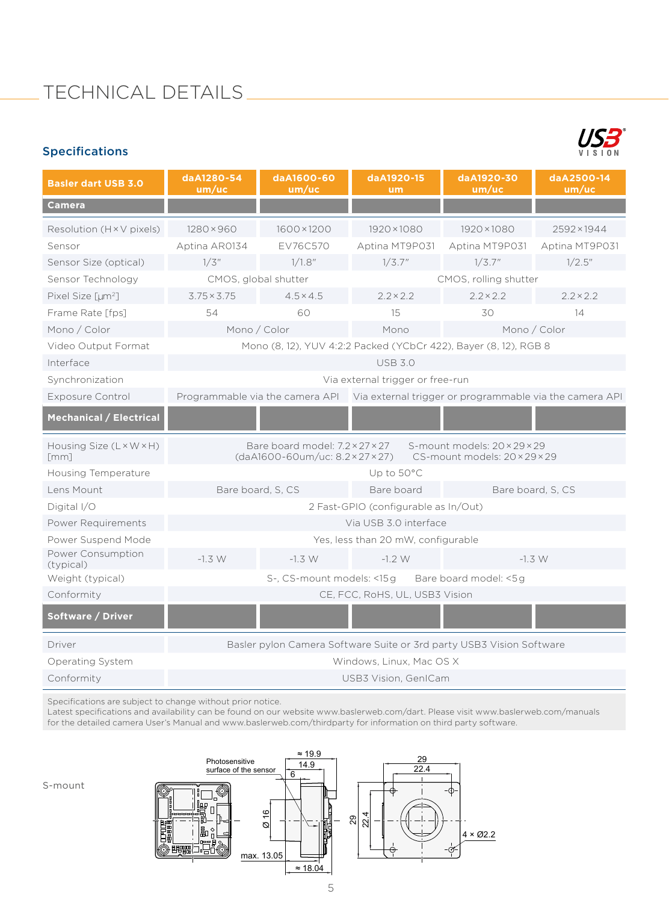# TECHNICAL DETAILS

## Specifications

| Basler dart USB 3.0 | daA1280-54 um/uc | daA1600-60 um/uc | daA1920-15 um | daA1920-30 um/uc | daA2500-14 um/uc |
|---|---|---|---|---|---|
| **Camera** | | | | | |
| Resolution (H × V pixels) | 1280 × 960 | 1600 × 1200 | 1920 × 1080 | 1920 × 1080 | 2592 × 1944 |
| Sensor | Aptina AR0134 | EV76C570 | Aptina MT9P031 | Aptina MT9P031 | Aptina MT9P031 |
| Sensor Size (optical) | 1/3" | 1/1.8" | 1/3.7" | 1/3.7" | 1/2.5" |
| Sensor Technology | CMOS, global shutter | | CMOS, rolling shutter | | |
| Pixel Size [µm²] | 3.75 × 3.75 | 4.5 × 4.5 | 2.2 × 2.2 | 2.2 × 2.2 | 2.2 × 2.2 |
| Frame Rate [fps] | 54 | 60 | 15 | 30 | 14 |
| Mono / Color | Mono / Color | | Mono | Mono / Color | |
| Video Output Format | Mono (8, 12), YUV 4:2:2 Packed (YCbCr 422), Bayer (8, 12), RGB 8 | | | | |
| Interface | USB 3.0 | | | | |
| Synchronization | Via external trigger or free-run | | | | |
| Exposure Control | Programmable via the camera API | | Via external trigger or programmable via the camera API | | |
| **Mechanical / Electrical** | | | | | |
| Housing Size (L × W × H) [mm] | Bare board model: 7.2 × 27 × 27 (daA1600-60um/uc: 8.2 × 27 × 27) S-mount models: 20 × 29 × 29 CS-mount models: 20 × 29 × 29 | | | | |
| Housing Temperature | Up to 50°C | | | | |
| Lens Mount | Bare board, S, CS | | Bare board | Bare board, S, CS | |
| Digital I/O | 2 Fast-GPIO (configurable as In/Out) | | | | |
| Power Requirements | Via USB 3.0 interface | | | | |
| Power Suspend Mode | Yes, less than 20 mW, configurable | | | | |
| Power Consumption (typical) | ~1.3 W | ~1.3 W | ~1.2 W | ~1.3 W | |
| Weight (typical) | S-, CS-mount models: <15 g Bare board model: <5 g | | | | |
| Conformity | CE, FCC, RoHS, UL, USB3 Vision | | | | |
| **Software / Driver** | | | | | |
| Driver | Basler pylon Camera Software Suite or 3rd party USB3 Vision Software | | | | |
| Operating System | Windows, Linux, Mac OS X | | | | |
| Conformity | USB3 Vision, GenICam | | | | |

Specifications are subject to change without prior notice.
Latest specifications and availability can be found on our website www.baslerweb.com/dart. Please visit www.baslerweb.com/manuals for the detailed camera User's Manual and www.baslerweb.com/thirdparty for information on third party software.

S-mount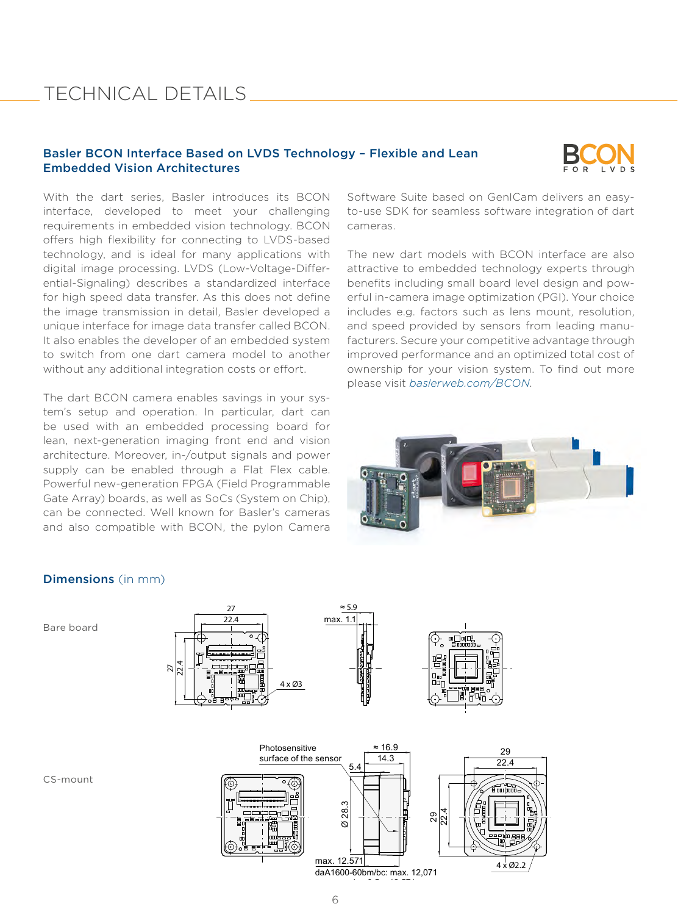# TECHNICAL DETAILS

## Basler BCON Interface Based on LVDS Technology – Flexible and Lean Embedded Vision Architectures

BCON FOR LVDS

With the dart series, Basler introduces its BCON interface, developed to meet your challenging requirements in embedded vision technology. BCON offers high flexibility for connecting to LVDS-based technology, and is ideal for many applications with digital image processing. LVDS (Low-Voltage-Differential-Signaling) describes a standardized interface for high speed data transfer. As this does not define the image transmission in detail, Basler developed a unique interface for image data transfer called BCON. It also enables the developer of an embedded system to switch from one dart camera model to another without any additional integration costs or effort.

The dart BCON camera enables savings in your system's setup and operation. In particular, dart can be used with an embedded processing board for lean, next-generation imaging front end and vision architecture. Moreover, in-/output signals and power supply can be enabled through a Flat Flex cable. Powerful new-generation FPGA (Field Programmable Gate Array) boards, as well as SoCs (System on Chip), can be connected. Well known for Basler's cameras and also compatible with BCON, the pylon Camera Software Suite based on GenICam delivers an easy-to-use SDK for seamless software integration of dart cameras.

The new dart models with BCON interface are also attractive to embedded technology experts through benefits including small board level design and powerful in-camera image optimization (PGI). Your choice includes e.g. factors such as lens mount, resolution, and speed provided by sensors from leading manufacturers. Secure your competitive advantage through improved performance and an optimized total cost of ownership for your vision system. To find out more please visit *baslerweb.com/BCON*.

## Dimensions (in mm)

Bare board

27, 22.4, 27, 22.4, 4 x Ø3, ≈ 5.9, max. 1.1

CS-mount

Photosensitive surface of the sensor, ≈ 16.9, 14.3, 5.4, Ø 28.3, max. 12.571, daA1600-60bm/bc: max. 12,071, 29, 22.4, 29, 22.4, 4 x Ø2.2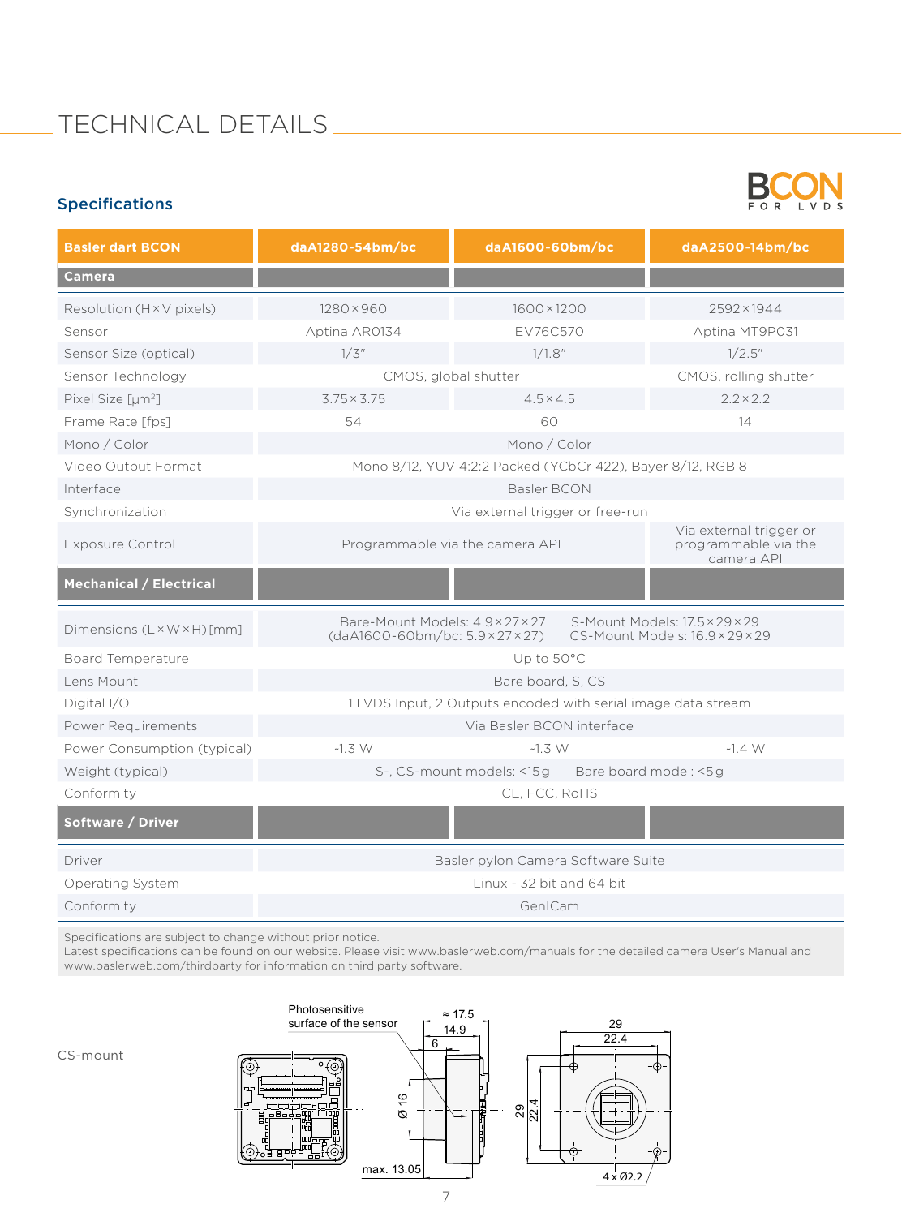# TECHNICAL DETAILS

## Specifications

BCON FOR LVDS

| Basler dart BCON | daA1280-54bm/bc | daA1600-60bm/bc | daA2500-14bm/bc |
|---|---|---|---|
| **Camera** | | | |
| Resolution (H × V pixels) | 1280 × 960 | 1600 × 1200 | 2592 × 1944 |
| Sensor | Aptina AR0134 | EV76C570 | Aptina MT9P031 |
| Sensor Size (optical) | 1/3" | 1/1.8" | 1/2.5" |
| Sensor Technology | CMOS, global shutter | CMOS, global shutter | CMOS, rolling shutter |
| Pixel Size [µm²] | 3.75 × 3.75 | 4.5 × 4.5 | 2.2 × 2.2 |
| Frame Rate [fps] | 54 | 60 | 14 |
| Mono / Color | Mono / Color | | |
| Video Output Format | Mono 8/12, YUV 4:2:2 Packed (YCbCr 422), Bayer 8/12, RGB 8 | | |
| Interface | Basler BCON | | |
| Synchronization | Via external trigger or free-run | | |
| Exposure Control | Programmable via the camera API | Programmable via the camera API | Via external trigger or programmable via the camera API |
| **Mechanical / Electrical** | | | |
| Dimensions (L × W × H) [mm] | Bare-Mount Models: 4.9 × 27 × 27 (daA1600-60bm/bc: 5.9 × 27 × 27) S-Mount Models: 17.5 × 29 × 29 CS-Mount Models: 16.9 × 29 × 29 | | |
| Board Temperature | Up to 50°C | | |
| Lens Mount | Bare board, S, CS | | |
| Digital I/O | 1 LVDS Input, 2 Outputs encoded with serial image data stream | | |
| Power Requirements | Via Basler BCON interface | | |
| Power Consumption (typical) | -1.3 W | -1.3 W | -1.4 W |
| Weight (typical) | S-, CS-mount models: <15 g Bare board model: <5 g | | |
| Conformity | CE, FCC, RoHS | | |
| **Software / Driver** | | | |
| Driver | Basler pylon Camera Software Suite | | |
| Operating System | Linux - 32 bit and 64 bit | | |
| Conformity | GenICam | | |

Specifications are subject to change without prior notice.
Latest specifications can be found on our website. Please visit www.baslerweb.com/manuals for the detailed camera User's Manual and www.baslerweb.com/thirdparty for information on third party software.

CS-mount

Photosensitive surface of the sensor

≈ 17.5, 14.9, 6, Ø 16, max. 13.05, 29, 22.4, 29, 22.4, 4 x Ø2.2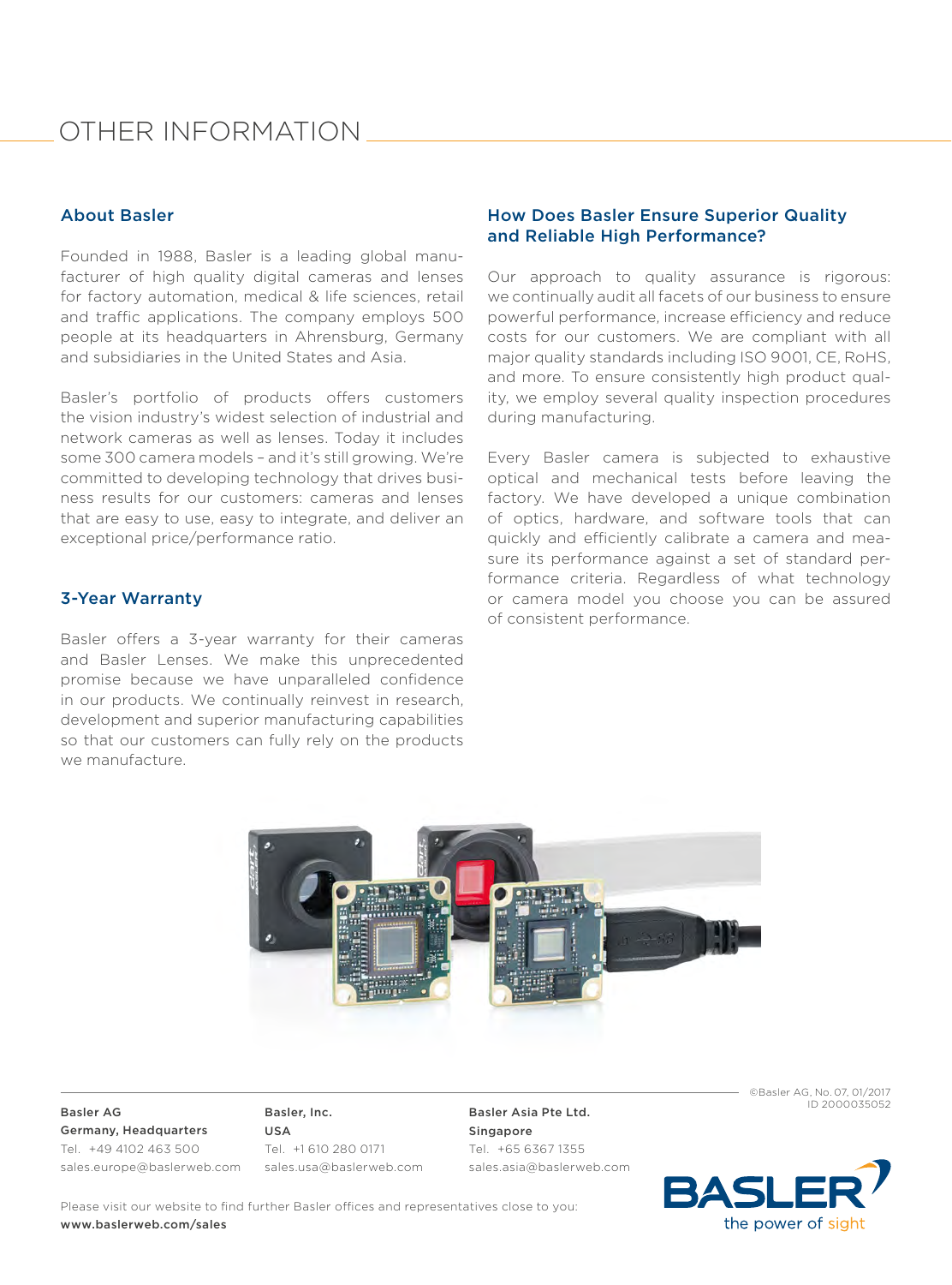# OTHER INFORMATION

## About Basler

Founded in 1988, Basler is a leading global manufacturer of high quality digital cameras and lenses for factory automation, medical & life sciences, retail and traffic applications. The company employs 500 people at its headquarters in Ahrensburg, Germany and subsidiaries in the United States and Asia.

Basler's portfolio of products offers customers the vision industry's widest selection of industrial and network cameras as well as lenses. Today it includes some 300 camera models – and it's still growing. We're committed to developing technology that drives business results for our customers: cameras and lenses that are easy to use, easy to integrate, and deliver an exceptional price/performance ratio.

## 3-Year Warranty

Basler offers a 3-year warranty for their cameras and Basler Lenses. We make this unprecedented promise because we have unparalleled confidence in our products. We continually reinvest in research, development and superior manufacturing capabilities so that our customers can fully rely on the products we manufacture.

## How Does Basler Ensure Superior Quality and Reliable High Performance?

Our approach to quality assurance is rigorous: we continually audit all facets of our business to ensure powerful performance, increase efficiency and reduce costs for our customers. We are compliant with all major quality standards including ISO 9001, CE, RoHS, and more. To ensure consistently high product quality, we employ several quality inspection procedures during manufacturing.

Every Basler camera is subjected to exhaustive optical and mechanical tests before leaving the factory. We have developed a unique combination of optics, hardware, and software tools that can quickly and efficiently calibrate a camera and measure its performance against a set of standard performance criteria. Regardless of what technology or camera model you choose you can be assured of consistent performance.

©Basler AG, No. 07, 01/2017
ID 2000035052

**Basler AG**
**Germany, Headquarters**
Tel. +49 4102 463 500
sales.europe@baslerweb.com

**Basler, Inc.**
**USA**
Tel. +1 610 280 0171
sales.usa@baslerweb.com

**Basler Asia Pte Ltd.**
**Singapore**
Tel. +65 6367 1355
sales.asia@baslerweb.com

Please visit our website to find further Basler offices and representatives close to you:
**www.baslerweb.com/sales**

BASLER
the power of sight